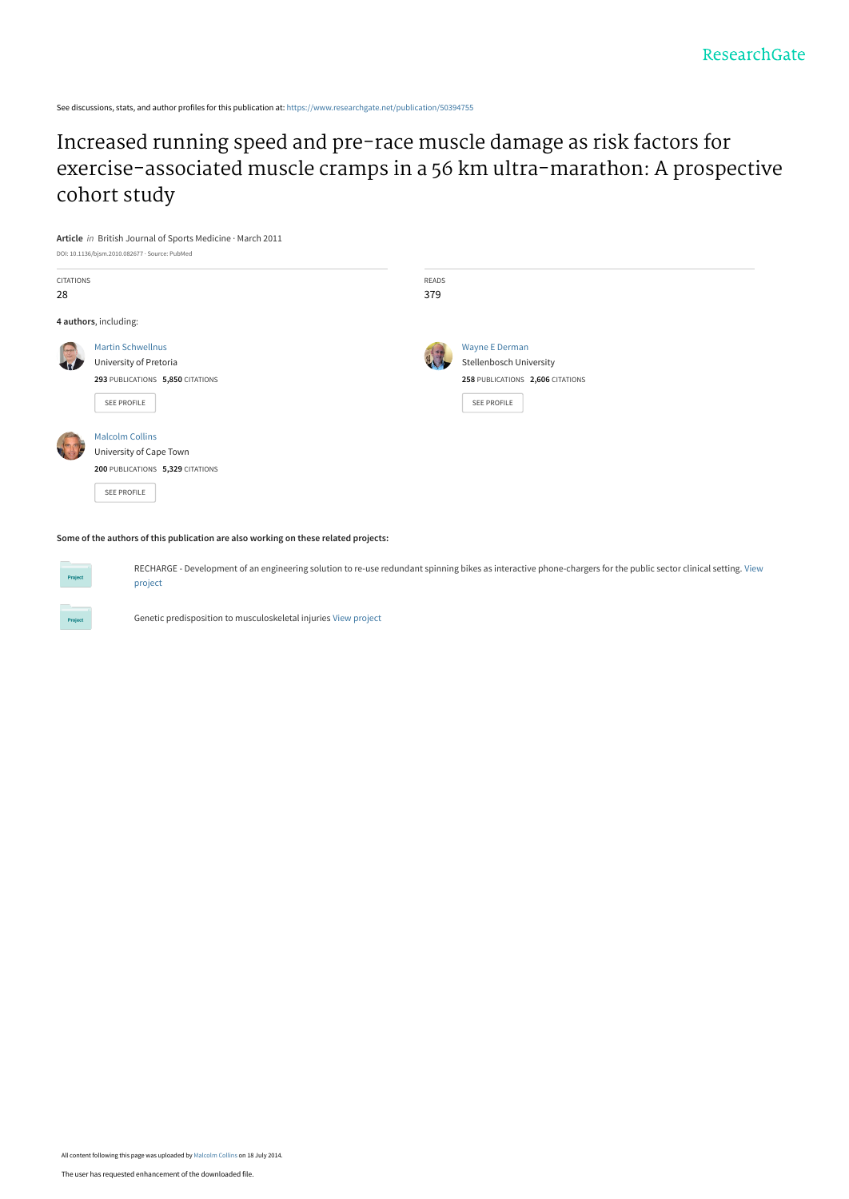See discussions, stats, and author profiles for this publication at: https://www.researchgate.net/publication/50394755

# Increased running speed and pre-race muscle damage as risk factors for exercise-associated muscle cramps in a 56 km ultra-marathon: A prospective cohort study

**Article** *in* British Journal of Sports Medicine · March 2011

DOI: 10.1136/bjsm.2010.082677 · Source: PubMed

| CITATIONS | READS |
|---|---|
| 28 | 379 |

**4 authors**, including:

Martin Schwellnus
University of Pretoria
**293** PUBLICATIONS **5,850** CITATIONS

SEE PROFILE

Wayne E Derman
Stellenbosch University
**258** PUBLICATIONS **2,606** CITATIONS

SEE PROFILE

Malcolm Collins
University of Cape Town
**200** PUBLICATIONS **5,329** CITATIONS

SEE PROFILE

**Some of the authors of this publication are also working on these related projects:**

Project: RECHARGE - Development of an engineering solution to re-use redundant spinning bikes as interactive phone-chargers for the public sector clinical setting. View project

Project: Genetic predisposition to musculoskeletal injuries View project

All content following this page was uploaded by Malcolm Collins on 18 July 2014.

The user has requested enhancement of the downloaded file.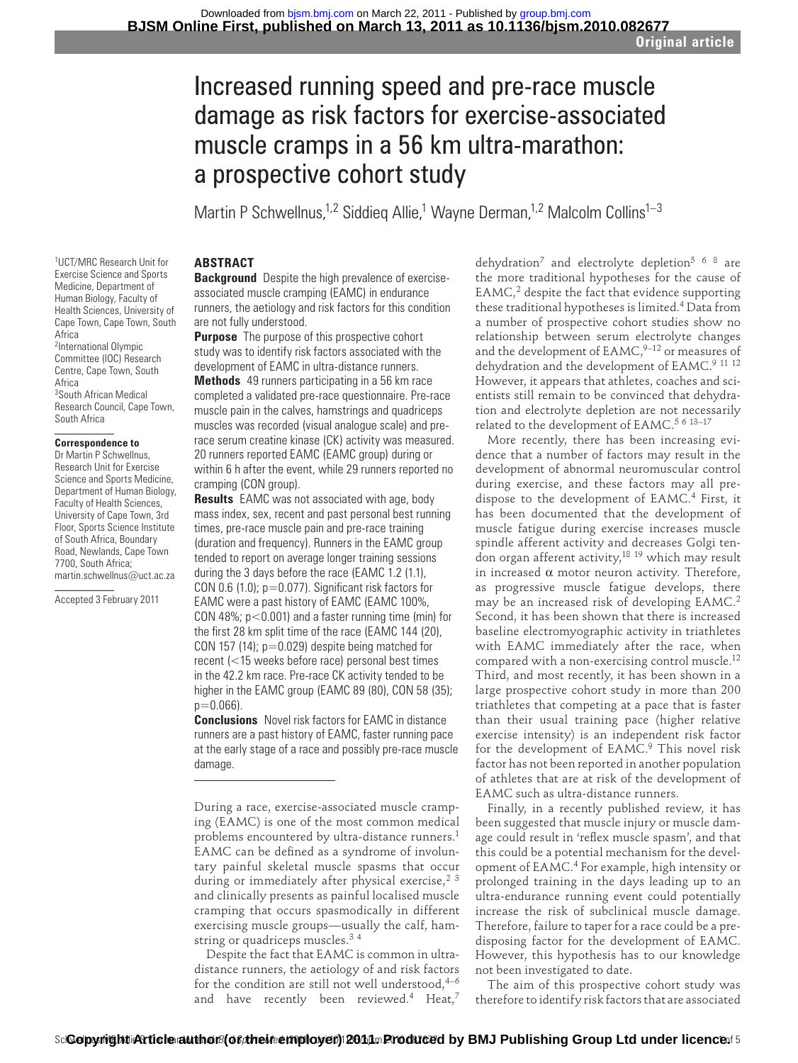# Increased running speed and pre-race muscle damage as risk factors for exercise-associated muscle cramps in a 56 km ultra-marathon: a prospective cohort study

Martin P Schwellnus,[1,2] Siddieq Allie,[1] Wayne Derman,[1,2] Malcolm Collins[1–3]

[1]UCT/MRC Research Unit for Exercise Science and Sports Medicine, Department of Human Biology, Faculty of Health Sciences, University of Cape Town, Cape Town, South Africa
[2]International Olympic Committee (IOC) Research Centre, Cape Town, South Africa
[3]South African Medical Research Council, Cape Town, South Africa

**Correspondence to**
Dr Martin P Schwellnus, Research Unit for Exercise Science and Sports Medicine, Department of Human Biology, Faculty of Health Sciences, University of Cape Town, 3rd Floor, Sports Science Institute of South Africa, Boundary Road, Newlands, Cape Town 7700, South Africa; martin.schwellnus@uct.ac.za

Accepted 3 February 2011

## ABSTRACT

**Background** Despite the high prevalence of exercise-associated muscle cramping (EAMC) in endurance runners, the aetiology and risk factors for this condition are not fully understood.

**Purpose** The purpose of this prospective cohort study was to identify risk factors associated with the development of EAMC in ultra-distance runners.

**Methods** 49 runners participating in a 56 km race completed a validated pre-race questionnaire. Pre-race muscle pain in the calves, hamstrings and quadriceps muscles was recorded (visual analogue scale) and pre-race serum creatine kinase (CK) activity was measured. 20 runners reported EAMC (EAMC group) during or within 6 h after the event, while 29 runners reported no cramping (CON group).

**Results** EAMC was not associated with age, body mass index, sex, recent and past personal best running times, pre-race muscle pain and pre-race training (duration and frequency). Runners in the EAMC group tended to report on average longer training sessions during the 3 days before the race (EAMC 1.2 (1.1), CON 0.6 (1.0); $p=0.077$). Significant risk factors for EAMC were a past history of EAMC (EAMC 100%, CON 48%; $p<0.001$) and a faster running time (min) for the first 28 km split time of the race (EAMC 144 (20), CON 157 (14); $p=0.029$) despite being matched for recent (<15 weeks before race) personal best times in the 42.2 km race. Pre-race CK activity tended to be higher in the EAMC group (EAMC 89 (80), CON 58 (35); $p=0.066$).

**Conclusions** Novel risk factors for EAMC in distance runners are a past history of EAMC, faster running pace at the early stage of a race and possibly pre-race muscle damage.

During a race, exercise-associated muscle cramping (EAMC) is one of the most common medical problems encountered by ultra-distance runners.[1] EAMC can be defined as a syndrome of involuntary painful skeletal muscle spasms that occur during or immediately after physical exercise,[2 3] and clinically presents as painful localised muscle cramping that occurs spasmodically in different exercising muscle groups—usually the calf, hamstring or quadriceps muscles.[3 4]

Despite the fact that EAMC is common in ultra-distance runners, the aetiology of and risk factors for the condition are still not well understood,[4–6] and have recently been reviewed.[4] Heat,[7] dehydration[7] and electrolyte depletion[5 6 8] are the more traditional hypotheses for the cause of EAMC,[2] despite the fact that evidence supporting these traditional hypotheses is limited.[4] Data from a number of prospective cohort studies show no relationship between serum electrolyte changes and the development of EAMC,[9–12] or measures of dehydration and the development of EAMC.[9 11 12] However, it appears that athletes, coaches and scientists still remain to be convinced that dehydration and electrolyte depletion are not necessarily related to the development of EAMC.[5 6 13–17]

More recently, there has been increasing evidence that a number of factors may result in the development of abnormal neuromuscular control during exercise, and these factors may all predispose to the development of EAMC.[4] First, it has been documented that the development of muscle fatigue during exercise increases muscle spindle afferent activity and decreases Golgi tendon organ afferent activity,[18 19] which may result in increased $\alpha$ motor neuron activity. Therefore, as progressive muscle fatigue develops, there may be an increased risk of developing EAMC.[2] Second, it has been shown that there is increased baseline electromyographic activity in triathletes with EAMC immediately after the race, when compared with a non-exercising control muscle.[12] Third, and most recently, it has been shown in a large prospective cohort study in more than 200 triathletes that competing at a pace that is faster than their usual training pace (higher relative exercise intensity) is an independent risk factor for the development of EAMC.[9] This novel risk factor has not been reported in another population of athletes that are at risk of the development of EAMC such as ultra-distance runners.

Finally, in a recently published review, it has been suggested that muscle injury or muscle damage could result in 'reflex muscle spasm', and that this could be a potential mechanism for the development of EAMC.[4] For example, high intensity or prolonged training in the days leading up to an ultra-endurance running event could potentially increase the risk of subclinical muscle damage. Therefore, failure to taper for a race could be a predisposing factor for the development of EAMC. However, this hypothesis has to our knowledge not been investigated to date.

The aim of this prospective cohort study was therefore to identify risk factors that are associated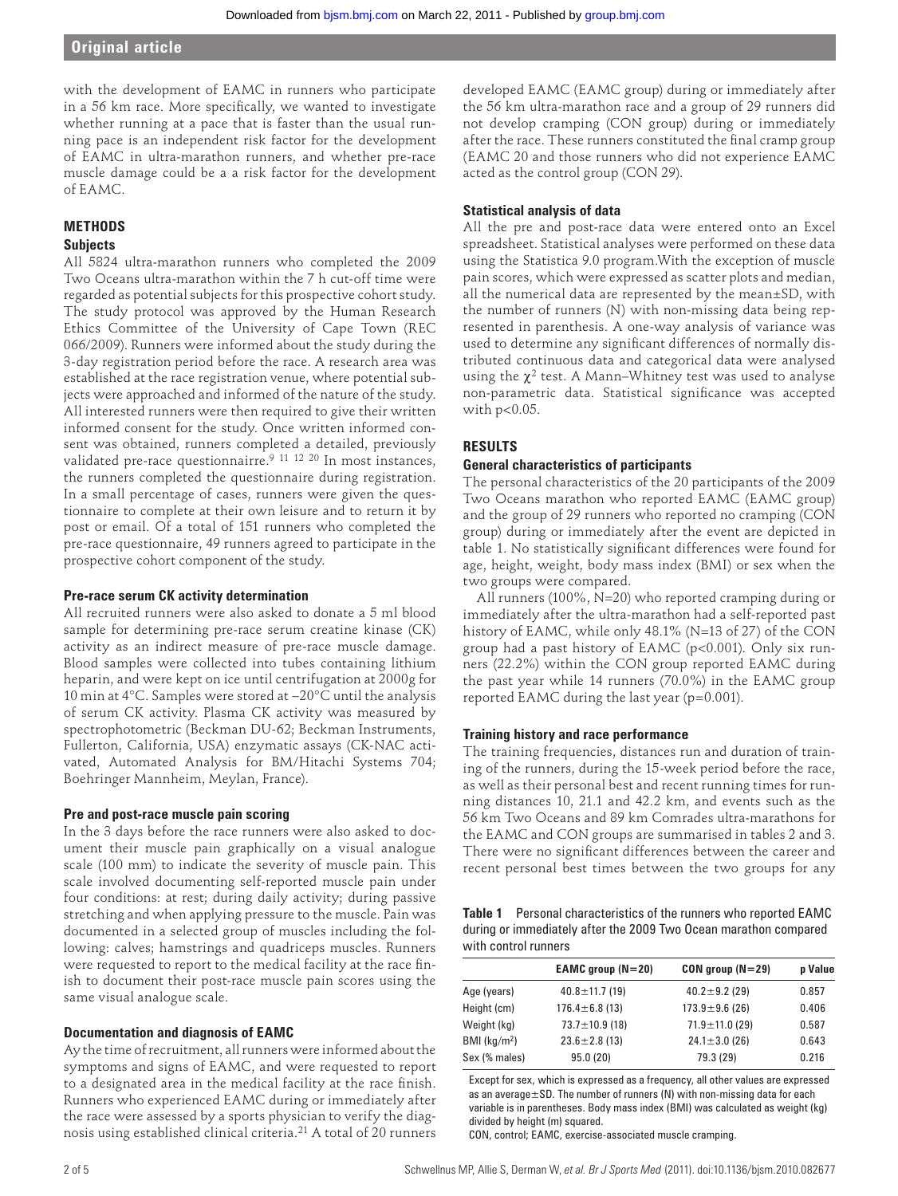with the development of EAMC in runners who participate in a 56 km race. More specifically, we wanted to investigate whether running at a pace that is faster than the usual running pace is an independent risk factor for the development of EAMC in ultra-marathon runners, and whether pre-race muscle damage could be a a risk factor for the development of EAMC.

## METHODS

### Subjects

All 5824 ultra-marathon runners who completed the 2009 Two Oceans ultra-marathon within the 7 h cut-off time were regarded as potential subjects for this prospective cohort study. The study protocol was approved by the Human Research Ethics Committee of the University of Cape Town (REC 066/2009). Runners were informed about the study during the 3-day registration period before the race. A research area was established at the race registration venue, where potential subjects were approached and informed of the nature of the study. All interested runners were then required to give their written informed consent for the study. Once written informed consent was obtained, runners completed a detailed, previously validated pre-race questionnaire.[9 11 12 20] In most instances, the runners completed the questionnaire during registration. In a small percentage of cases, runners were given the questionnaire to complete at their own leisure and to return it by post or email. Of a total of 151 runners who completed the pre-race questionnaire, 49 runners agreed to participate in the prospective cohort component of the study.

### Pre-race serum CK activity determination

All recruited runners were also asked to donate a 5 ml blood sample for determining pre-race serum creatine kinase (CK) activity as an indirect measure of pre-race muscle damage. Blood samples were collected into tubes containing lithium heparin, and were kept on ice until centrifugation at 2000g for 10 min at 4°C. Samples were stored at −20°C until the analysis of serum CK activity. Plasma CK activity was measured by spectrophotometric (Beckman DU-62; Beckman Instruments, Fullerton, California, USA) enzymatic assays (CK-NAC activated, Automated Analysis for BM/Hitachi Systems 704; Boehringer Mannheim, Meylan, France).

### Pre and post-race muscle pain scoring

In the 3 days before the race runners were also asked to document their muscle pain graphically on a visual analogue scale (100 mm) to indicate the severity of muscle pain. This scale involved documenting self-reported muscle pain under four conditions: at rest; during daily activity; during passive stretching and when applying pressure to the muscle. Pain was documented in a selected group of muscles including the following: calves; hamstrings and quadriceps muscles. Runners were requested to report to the medical facility at the race finish to document their post-race muscle pain scores using the same visual analogue scale.

### Documentation and diagnosis of EAMC

Ay the time of recruitment, all runners were informed about the symptoms and signs of EAMC, and were requested to report to a designated area in the medical facility at the race finish. Runners who experienced EAMC during or immediately after the race were assessed by a sports physician to verify the diagnosis using established clinical criteria.[21] A total of 20 runners developed EAMC (EAMC group) during or immediately after the 56 km ultra-marathon race and a group of 29 runners did not develop cramping (CON group) during or immediately after the race. These runners constituted the final cramp group (EAMC 20 and those runners who did not experience EAMC acted as the control group (CON 29).

### Statistical analysis of data

All the pre and post-race data were entered onto an Excel spreadsheet. Statistical analyses were performed on these data using the Statistica 9.0 program.With the exception of muscle pain scores, which were expressed as scatter plots and median, all the numerical data are represented by the mean±SD, with the number of runners (N) with non-missing data being represented in parenthesis. A one-way analysis of variance was used to determine any significant differences of normally distributed continuous data and categorical data were analysed using the $\chi^2$ test. A Mann–Whitney test was used to analyse non-parametric data. Statistical significance was accepted with $p<0.05$.

## RESULTS

### General characteristics of participants

The personal characteristics of the 20 participants of the 2009 Two Oceans marathon who reported EAMC (EAMC group) and the group of 29 runners who reported no cramping (CON group) during or immediately after the event are depicted in table 1. No statistically significant differences were found for age, height, weight, body mass index (BMI) or sex when the two groups were compared.

All runners (100%, N=20) who reported cramping during or immediately after the ultra-marathon had a self-reported past history of EAMC, while only 48.1% (N=13 of 27) of the CON group had a past history of EAMC ($p<0.001$). Only six runners (22.2%) within the CON group reported EAMC during the past year while 14 runners (70.0%) in the EAMC group reported EAMC during the last year ($p=0.001$).

### Training history and race performance

The training frequencies, distances run and duration of training of the runners, during the 15-week period before the race, as well as their personal best and recent running times for running distances 10, 21.1 and 42.2 km, and events such as the 56 km Two Oceans and 89 km Comrades ultra-marathons for the EAMC and CON groups are summarised in tables 2 and 3. There were no significant differences between the career and recent personal best times between the two groups for any

**Table 1** Personal characteristics of the runners who reported EAMC during or immediately after the 2009 Two Ocean marathon compared with control runners

| | EAMC group (N=20) | CON group (N=29) | p Value |
|---|---|---|---|
| Age (years) | 40.8±11.7 (19) | 40.2±9.2 (29) | 0.857 |
| Height (cm) | 176.4±6.8 (13) | 173.9±9.6 (26) | 0.406 |
| Weight (kg) | 73.7±10.9 (18) | 71.9±11.0 (29) | 0.587 |
| BMI (kg/m$^2$) | 23.6±2.8 (13) | 24.1±3.0 (26) | 0.643 |
| Sex (% males) | 95.0 (20) | 79.3 (29) | 0.216 |

Except for sex, which is expressed as a frequency, all other values are expressed as an average±SD. The number of runners (N) with non-missing data for each variable is in parentheses. Body mass index (BMI) was calculated as weight (kg) divided by height (m) squared.

CON, control; EAMC, exercise-associated muscle cramping.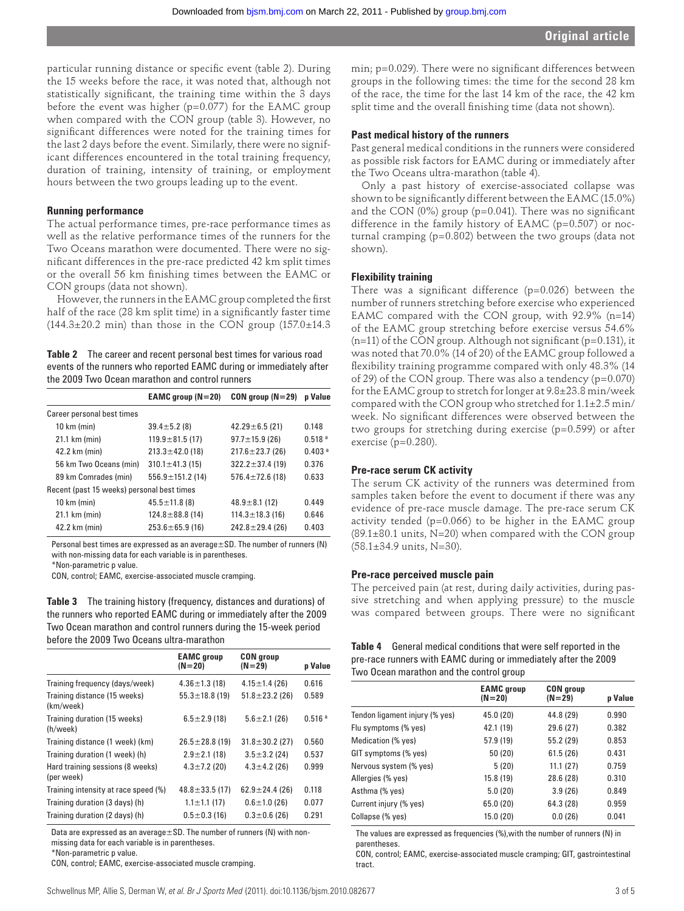particular running distance or specific event (table 2). During the 15 weeks before the race, it was noted that, although not statistically significant, the training time within the 3 days before the event was higher (p=0.077) for the EAMC group when compared with the CON group (table 3). However, no significant differences were noted for the training times for the last 2 days before the event. Similarly, there were no significant differences encountered in the total training frequency, duration of training, intensity of training, or employment hours between the two groups leading up to the event.

### Running performance

The actual performance times, pre-race performance times as well as the relative performance times of the runners for the Two Oceans marathon were documented. There were no significant differences in the pre-race predicted 42 km split times or the overall 56 km finishing times between the EAMC or CON groups (data not shown).

However, the runners in the EAMC group completed the first half of the race (28 km split time) in a significantly faster time (144.3±20.2 min) than those in the CON group (157.0±14.3 min; p=0.029). There were no significant differences between groups in the following times: the time for the second 28 km of the race, the time for the last 14 km of the race, the 42 km split time and the overall finishing time (data not shown).

**Table 2** The career and recent personal best times for various road events of the runners who reported EAMC during or immediately after the 2009 Two Ocean marathon and control runners

| | EAMC group (N=20) | CON group (N=29) | p Value |
|---|---|---|---|
| Career personal best times | | | |
| 10 km (min) | 39.4±5.2 (8) | 42.29±6.5 (21) | 0.148 |
| 21.1 km (min) | 119.9±81.5 (17) | 97.7±15.9 (26) | 0.518 * |
| 42.2 km (min) | 213.3±42.0 (18) | 217.6±23.7 (26) | 0.403 * |
| 56 km Two Oceans (min) | 310.1±41.3 (15) | 322.2±37.4 (19) | 0.376 |
| 89 km Comrades (min) | 556.9±151.2 (14) | 576.4±72.6 (18) | 0.633 |
| Recent (past 15 weeks) personal best times | | | |
| 10 km (min) | 45.5±11.8 (8) | 48.9±8.1 (12) | 0.449 |
| 21.1 km (min) | 124.8±88.8 (14) | 114.3±18.3 (16) | 0.646 |
| 42.2 km (min) | 253.6±65.9 (16) | 242.8±29.4 (26) | 0.403 |

Personal best times are expressed as an average±SD. The number of runners (N) with non-missing data for each variable is in parentheses.
*Non-parametric p value.
CON, control; EAMC, exercise-associated muscle cramping.

**Table 3** The training history (frequency, distances and durations) of the runners who reported EAMC during or immediately after the 2009 Two Ocean marathon and control runners during the 15-week period before the 2009 Two Oceans ultra-marathon

| | EAMC group (N=20) | CON group (N=29) | p Value |
|---|---|---|---|
| Training frequency (days/week) | 4.36±1.3 (18) | 4.15±1.4 (26) | 0.616 |
| Training distance (15 weeks) (km/week) | 55.3±18.8 (19) | 51.8±23.2 (26) | 0.589 |
| Training duration (15 weeks) (h/week) | 6.5±2.9 (18) | 5.6±2.1 (26) | 0.516 * |
| Training distance (1 week) (km) | 26.5±28.8 (19) | 31.8±30.2 (27) | 0.560 |
| Training duration (1 week) (h) | 2.9±2.1 (18) | 3.5±3.2 (24) | 0.537 |
| Hard training sessions (8 weeks) (per week) | 4.3±7.2 (20) | 4.3±4.2 (26) | 0.999 |
| Training intensity at race speed (%) | 48.8±33.5 (17) | 62.9±24.4 (26) | 0.118 |
| Training duration (3 days) (h) | 1.1±1.1 (17) | 0.6±1.0 (26) | 0.077 |
| Training duration (2 days) (h) | 0.5±0.3 (16) | 0.3±0.6 (26) | 0.291 |

Data are expressed as an average±SD. The number of runners (N) with non-missing data for each variable is in parentheses.
*Non-parametric p value.
CON, control; EAMC, exercise-associated muscle cramping.

### Past medical history of the runners

Past general medical conditions in the runners were considered as possible risk factors for EAMC during or immediately after the Two Oceans ultra-marathon (table 4).

Only a past history of exercise-associated collapse was shown to be significantly different between the EAMC (15.0%) and the CON (0%) group (p=0.041). There was no significant difference in the family history of EAMC (p=0.507) or nocturnal cramping (p=0.802) between the two groups (data not shown).

### Flexibility training

There was a significant difference (p=0.026) between the number of runners stretching before exercise who experienced EAMC compared with the CON group, with 92.9% (n=14) of the EAMC group stretching before exercise versus 54.6% (n=11) of the CON group. Although not significant (p=0.131), it was noted that 70.0% (14 of 20) of the EAMC group followed a flexibility training programme compared with only 48.3% (14 of 29) of the CON group. There was also a tendency (p=0.070) for the EAMC group to stretch for longer at 9.8±23.8 min/week compared with the CON group who stretched for 1.1±2.5 min/week. No significant differences were observed between the two groups for stretching during exercise (p=0.599) or after exercise (p=0.280).

### Pre-race serum CK activity

The serum CK activity of the runners was determined from samples taken before the event to document if there was any evidence of pre-race muscle damage. The pre-race serum CK activity tended (p=0.066) to be higher in the EAMC group (89.1±80.1 units, N=20) when compared with the CON group (58.1±34.9 units, N=30).

### Pre-race perceived muscle pain

The perceived pain (at rest, during daily activities, during passive stretching and when applying pressure) to the muscle was compared between groups. There were no significant

**Table 4** General medical conditions that were self reported in the pre-race runners with EAMC during or immediately after the 2009 Two Ocean marathon and the control group

| | EAMC group (N=20) | CON group (N=29) | p Value |
|---|---|---|---|
| Tendon ligament injury (% yes) | 45.0 (20) | 44.8 (29) | 0.990 |
| Flu symptoms (% yes) | 42.1 (19) | 29.6 (27) | 0.382 |
| Medication (% yes) | 57.9 (19) | 55.2 (29) | 0.853 |
| GIT symptoms (% yes) | 50 (20) | 61.5 (26) | 0.431 |
| Nervous system (% yes) | 5 (20) | 11.1 (27) | 0.759 |
| Allergies (% yes) | 15.8 (19) | 28.6 (28) | 0.310 |
| Asthma (% yes) | 5.0 (20) | 3.9 (26) | 0.849 |
| Current injury (% yes) | 65.0 (20) | 64.3 (28) | 0.959 |
| Collapse (% yes) | 15.0 (20) | 0.0 (26) | 0.041 |

The values are expressed as frequencies (%),with the number of runners (N) in parentheses.
CON, control; EAMC, exercise-associated muscle cramping; GIT, gastrointestinal tract.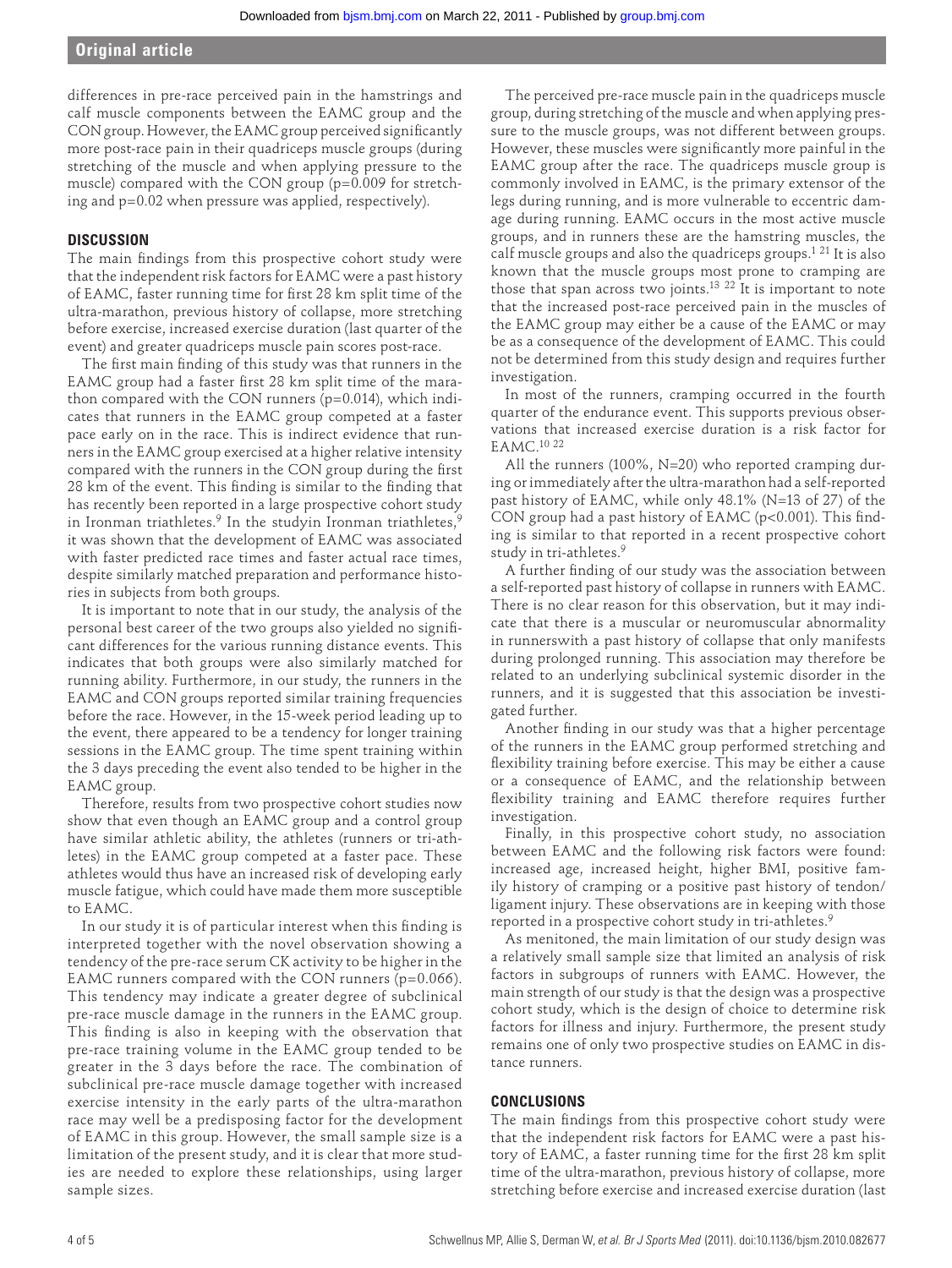differences in pre-race perceived pain in the hamstrings and calf muscle components between the EAMC group and the CON group. However, the EAMC group perceived significantly more post-race pain in their quadriceps muscle groups (during stretching of the muscle and when applying pressure to the muscle) compared with the CON group (p=0.009 for stretching and p=0.02 when pressure was applied, respectively).

## DISCUSSION

The main findings from this prospective cohort study were that the independent risk factors for EAMC were a past history of EAMC, faster running time for first 28 km split time of the ultra-marathon, previous history of collapse, more stretching before exercise, increased exercise duration (last quarter of the event) and greater quadriceps muscle pain scores post-race.

The first main finding of this study was that runners in the EAMC group had a faster first 28 km split time of the marathon compared with the CON runners (p=0.014), which indicates that runners in the EAMC group competed at a faster pace early on in the race. This is indirect evidence that runners in the EAMC group exercised at a higher relative intensity compared with the runners in the CON group during the first 28 km of the event. This finding is similar to the finding that has recently been reported in a large prospective cohort study in Ironman triathletes.[9] In the studyin Ironman triathletes,[9] it was shown that the development of EAMC was associated with faster predicted race times and faster actual race times, despite similarly matched preparation and performance histories in subjects from both groups.

It is important to note that in our study, the analysis of the personal best career of the two groups also yielded no significant differences for the various running distance events. This indicates that both groups were also similarly matched for running ability. Furthermore, in our study, the runners in the EAMC and CON groups reported similar training frequencies before the race. However, in the 15-week period leading up to the event, there appeared to be a tendency for longer training sessions in the EAMC group. The time spent training within the 3 days preceding the event also tended to be higher in the EAMC group.

Therefore, results from two prospective cohort studies now show that even though an EAMC group and a control group have similar athletic ability, the athletes (runners or tri-athletes) in the EAMC group competed at a faster pace. These athletes would thus have an increased risk of developing early muscle fatigue, which could have made them more susceptible to EAMC.

In our study it is of particular interest when this finding is interpreted together with the novel observation showing a tendency of the pre-race serum CK activity to be higher in the EAMC runners compared with the CON runners (p=0.066). This tendency may indicate a greater degree of subclinical pre-race muscle damage in the runners in the EAMC group. This finding is also in keeping with the observation that pre-race training volume in the EAMC group tended to be greater in the 3 days before the race. The combination of subclinical pre-race muscle damage together with increased exercise intensity in the early parts of the ultra-marathon race may well be a predisposing factor for the development of EAMC in this group. However, the small sample size is a limitation of the present study, and it is clear that more studies are needed to explore these relationships, using larger sample sizes.

The perceived pre-race muscle pain in the quadriceps muscle group, during stretching of the muscle and when applying pressure to the muscle groups, was not different between groups. However, these muscles were significantly more painful in the EAMC group after the race. The quadriceps muscle group is commonly involved in EAMC, is the primary extensor of the legs during running, and is more vulnerable to eccentric damage during running. EAMC occurs in the most active muscle groups, and in runners these are the hamstring muscles, the calf muscle groups and also the quadriceps groups.[1 21] It is also known that the muscle groups most prone to cramping are those that span across two joints.[13 22] It is important to note that the increased post-race perceived pain in the muscles of the EAMC group may either be a cause of the EAMC or may be as a consequence of the development of EAMC. This could not be determined from this study design and requires further investigation.

In most of the runners, cramping occurred in the fourth quarter of the endurance event. This supports previous observations that increased exercise duration is a risk factor for EAMC.[10 22]

All the runners (100%, N=20) who reported cramping during or immediately after the ultra-marathon had a self-reported past history of EAMC, while only 48.1% (N=13 of 27) of the CON group had a past history of EAMC (p<0.001). This finding is similar to that reported in a recent prospective cohort study in tri-athletes.[9]

A further finding of our study was the association between a self-reported past history of collapse in runners with EAMC. There is no clear reason for this observation, but it may indicate that there is a muscular or neuromuscular abnormality in runnerswith a past history of collapse that only manifests during prolonged running. This association may therefore be related to an underlying subclinical systemic disorder in the runners, and it is suggested that this association be investigated further.

Another finding in our study was that a higher percentage of the runners in the EAMC group performed stretching and flexibility training before exercise. This may be either a cause or a consequence of EAMC, and the relationship between flexibility training and EAMC therefore requires further investigation.

Finally, in this prospective cohort study, no association between EAMC and the following risk factors were found: increased age, increased height, higher BMI, positive family history of cramping or a positive past history of tendon/ligament injury. These observations are in keeping with those reported in a prospective cohort study in tri-athletes.[9]

As menitoned, the main limitation of our study design was a relatively small sample size that limited an analysis of risk factors in subgroups of runners with EAMC. However, the main strength of our study is that the design was a prospective cohort study, which is the design of choice to determine risk factors for illness and injury. Furthermore, the present study remains one of only two prospective studies on EAMC in distance runners.

## CONCLUSIONS

The main findings from this prospective cohort study were that the independent risk factors for EAMC were a past history of EAMC, a faster running time for the first 28 km split time of the ultra-marathon, previous history of collapse, more stretching before exercise and increased exercise duration (last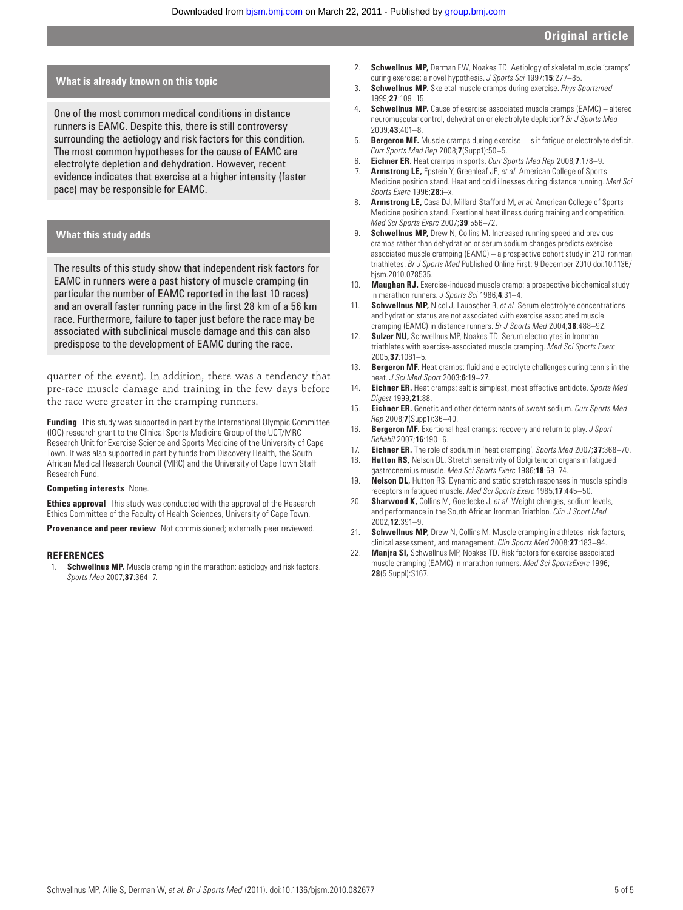## What is already known on this topic

One of the most common medical conditions in distance runners is EAMC. Despite this, there is still controversy surrounding the aetiology and risk factors for this condition. The most common hypotheses for the cause of EAMC are electrolyte depletion and dehydration. However, recent evidence indicates that exercise at a higher intensity (faster pace) may be responsible for EAMC.

## What this study adds

The results of this study show that independent risk factors for EAMC in runners were a past history of muscle cramping (in particular the number of EAMC reported in the last 10 races) and an overall faster running pace in the first 28 km of a 56 km race. Furthermore, failure to taper just before the race may be associated with subclinical muscle damage and this can also predispose to the development of EAMC during the race.

quarter of the event). In addition, there was a tendency that pre-race muscle damage and training in the few days before the race were greater in the cramping runners.

**Funding** This study was supported in part by the International Olympic Committee (IOC) research grant to the Clinical Sports Medicine Group of the UCT/MRC Research Unit for Exercise Science and Sports Medicine of the University of Cape Town. It was also supported in part by funds from Discovery Health, the South African Medical Research Council (MRC) and the University of Cape Town Staff Research Fund.

**Competing interests** None.

**Ethics approval** This study was conducted with the approval of the Research Ethics Committee of the Faculty of Health Sciences, University of Cape Town.

**Provenance and peer review** Not commissioned; externally peer reviewed.

## REFERENCES

1. **Schwellnus MP.** Muscle cramping in the marathon: aetiology and risk factors. *Sports Med* 2007;**37**:364–7.
2. **Schwellnus MP,** Derman EW, Noakes TD. Aetiology of skeletal muscle 'cramps' during exercise: a novel hypothesis. *J Sports Sci* 1997;**15**:277–85.
3. **Schwellnus MP.** Skeletal muscle cramps during exercise. *Phys Sportsmed* 1999;**27**:109–15.
4. **Schwellnus MP.** Cause of exercise associated muscle cramps (EAMC) – altered neuromuscular control, dehydration or electrolyte depletion? *Br J Sports Med* 2009;**43**:401–8.
5. **Bergeron MF.** Muscle cramps during exercise – is it fatigue or electrolyte deficit. *Curr Sports Med Rep* 2008;**7**(Supp1):50–5.
6. **Eichner ER.** Heat cramps in sports. *Curr Sports Med Rep* 2008;**7**:178–9.
7. **Armstrong LE,** Epstein Y, Greenleaf JE, *et al.* American College of Sports Medicine position stand. Heat and cold illnesses during distance running. *Med Sci Sports Exerc* 1996;**28**:i–x.
8. **Armstrong LE,** Casa DJ, Millard-Stafford M, *et al.* American College of Sports Medicine position stand. Exertional heat illness during training and competition. *Med Sci Sports Exerc* 2007;**39**:556–72.
9. **Schwellnus MP,** Drew N, Collins M. Increased running speed and previous cramps rather than dehydration or serum sodium changes predicts exercise associated muscle cramping (EAMC) – a prospective cohort study in 210 ironman triathletes. *Br J Sports Med* Published Online First: 9 December 2010 doi:10.1136/bjsm.2010.078535.
10. **Maughan RJ.** Exercise-induced muscle cramp: a prospective biochemical study in marathon runners. *J Sports Sci* 1986;**4**:31–4.
11. **Schwellnus MP,** Nicol J, Laubscher R, *et al.* Serum electrolyte concentrations and hydration status are not associated with exercise associated muscle cramping (EAMC) in distance runners. *Br J Sports Med* 2004;**38**:488–92.
12. **Sulzer NU,** Schwellnus MP, Noakes TD. Serum electrolytes in Ironman triathletes with exercise-associated muscle cramping. *Med Sci Sports Exerc* 2005;**37**:1081–5.
13. **Bergeron MF.** Heat cramps: fluid and electrolyte challenges during tennis in the heat. *J Sci Med Sport* 2003;**6**:19–27.
14. **Eichner ER.** Heat cramps: salt is simplest, most effective antidote. *Sports Med Digest* 1999;**21**:88.
15. **Eichner ER.** Genetic and other determinants of sweat sodium. *Curr Sports Med Rep* 2008;**7**(Supp1):36–40.
16. **Bergeron MF.** Exertional heat cramps: recovery and return to play. *J Sport Rehabil* 2007;**16**:190–6.
17. **Eichner ER.** The role of sodium in 'heat cramping'. *Sports Med* 2007;**37**:368–70.
18. **Hutton RS,** Nelson DL. Stretch sensitivity of Golgi tendon organs in fatigued gastrocnemius muscle. *Med Sci Sports Exerc* 1986;**18**:69–74.
19. **Nelson DL,** Hutton RS. Dynamic and static stretch responses in muscle spindle receptors in fatigued muscle. *Med Sci Sports Exerc* 1985;**17**:445–50.
20. **Sharwood K,** Collins M, Goedecke J, *et al.* Weight changes, sodium levels, and performance in the South African Ironman Triathlon. *Clin J Sport Med* 2002;**12**:391–9.
21. **Schwellnus MP,** Drew N, Collins M. Muscle cramping in athletes–risk factors, clinical assessment, and management. *Clin Sports Med* 2008;**27**:183–94.
22. **Manjra SI,** Schwellnus MP, Noakes TD. Risk factors for exercise associated muscle cramping (EAMC) in marathon runners. *Med Sci SportsExerc* 1996; **28**(5 Suppl):S167.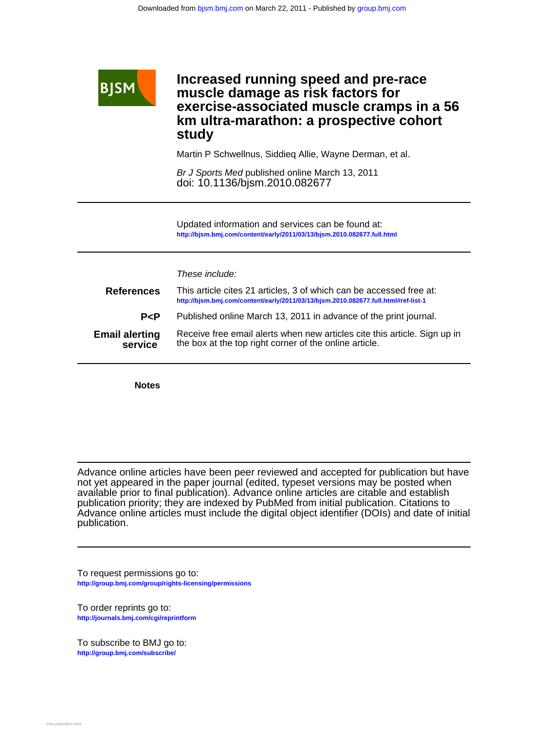# Increased running speed and pre-race muscle damage as risk factors for exercise-associated muscle cramps in a 56 km ultra-marathon: a prospective cohort study

Martin P Schwellnus, Siddieq Allie, Wayne Derman, et al.

*Br J Sports Med* published online March 13, 2011
doi: 10.1136/bjsm.2010.082677

Updated information and services can be found at:
**http://bjsm.bmj.com/content/early/2011/03/13/bjsm.2010.082677.full.html**

*These include:*

**References** This article cites 21 articles, 3 of which can be accessed free at:
**http://bjsm.bmj.com/content/early/2011/03/13/bjsm.2010.082677.full.html#ref-list-1**

**P<P** Published online March 13, 2011 in advance of the print journal.

**Email alerting service** Receive free email alerts when new articles cite this article. Sign up in the box at the top right corner of the online article.

**Notes**

Advance online articles have been peer reviewed and accepted for publication but have not yet appeared in the paper journal (edited, typeset versions may be posted when available prior to final publication). Advance online articles are citable and establish publication priority; they are indexed by PubMed from initial publication. Citations to Advance online articles must include the digital object identifier (DOIs) and date of initial publication.

To request permissions go to:
**http://group.bmj.com/group/rights-licensing/permissions**

To order reprints go to:
**http://journals.bmj.com/cgi/reprintform**

To subscribe to BMJ go to:
**http://group.bmj.com/subscribe/**